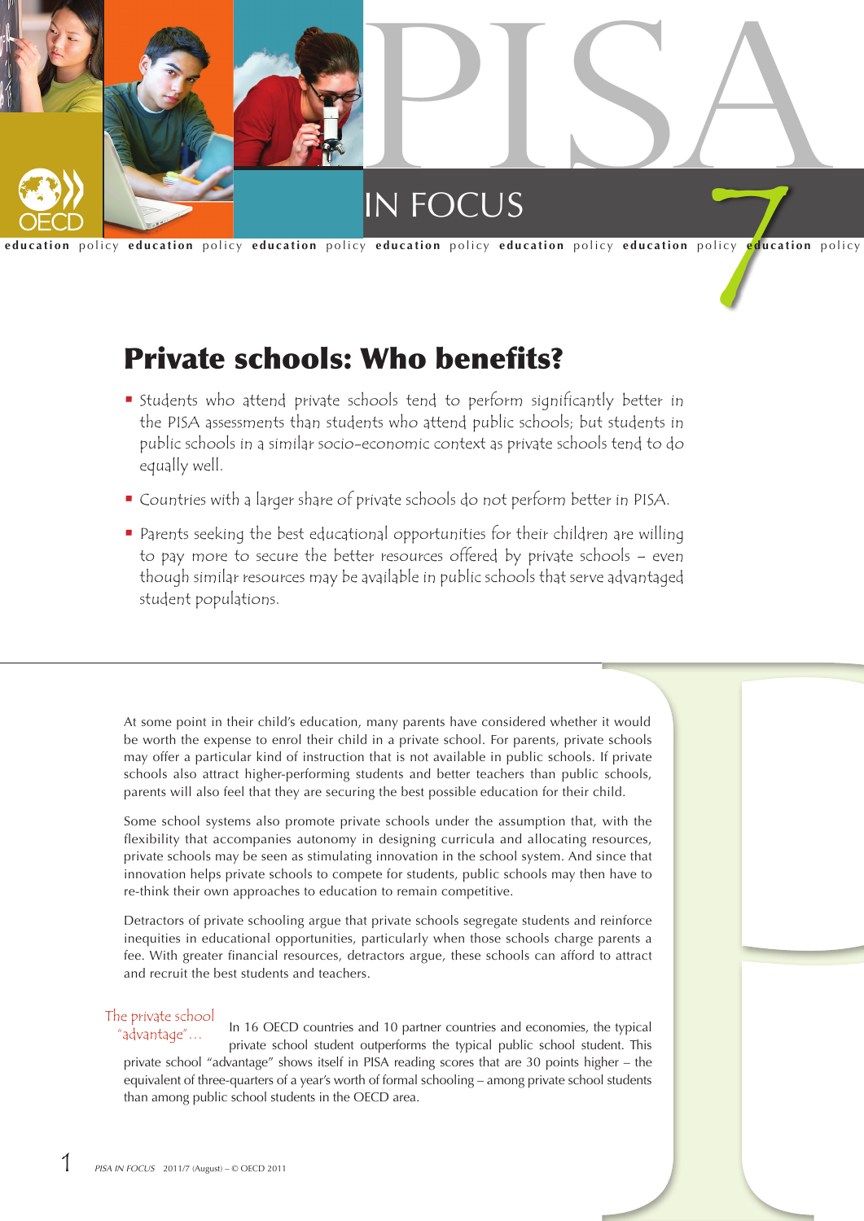# PISA IN FOCUS 7

education policy education policy education policy education policy education policy education policy education policy

## Private schools: Who benefits?

- Students who attend private schools tend to perform significantly better in the PISA assessments than students who attend public schools; but students in public schools in a similar socio-economic context as private schools tend to do equally well.
- Countries with a larger share of private schools do not perform better in PISA.
- Parents seeking the best educational opportunities for their children are willing to pay more to secure the better resources offered by private schools – even though similar resources may be available in public schools that serve advantaged student populations.

---

At some point in their child's education, many parents have considered whether it would be worth the expense to enrol their child in a private school. For parents, private schools may offer a particular kind of instruction that is not available in public schools. If private schools also attract higher-performing students and better teachers than public schools, parents will also feel that they are securing the best possible education for their child.

Some school systems also promote private schools under the assumption that, with the flexibility that accompanies autonomy in designing curricula and allocating resources, private schools may be seen as stimulating innovation in the school system. And since that innovation helps private schools to compete for students, public schools may then have to re-think their own approaches to education to remain competitive.

Detractors of private schooling argue that private schools segregate students and reinforce inequities in educational opportunities, particularly when those schools charge parents a fee. With greater financial resources, detractors argue, these schools can afford to attract and recruit the best students and teachers.

*The private school "advantage"…*

In 16 OECD countries and 10 partner countries and economies, the typical private school student outperforms the typical public school student. This private school "advantage" shows itself in PISA reading scores that are 30 points higher – the equivalent of three-quarters of a year's worth of formal schooling – among private school students than among public school students in the OECD area.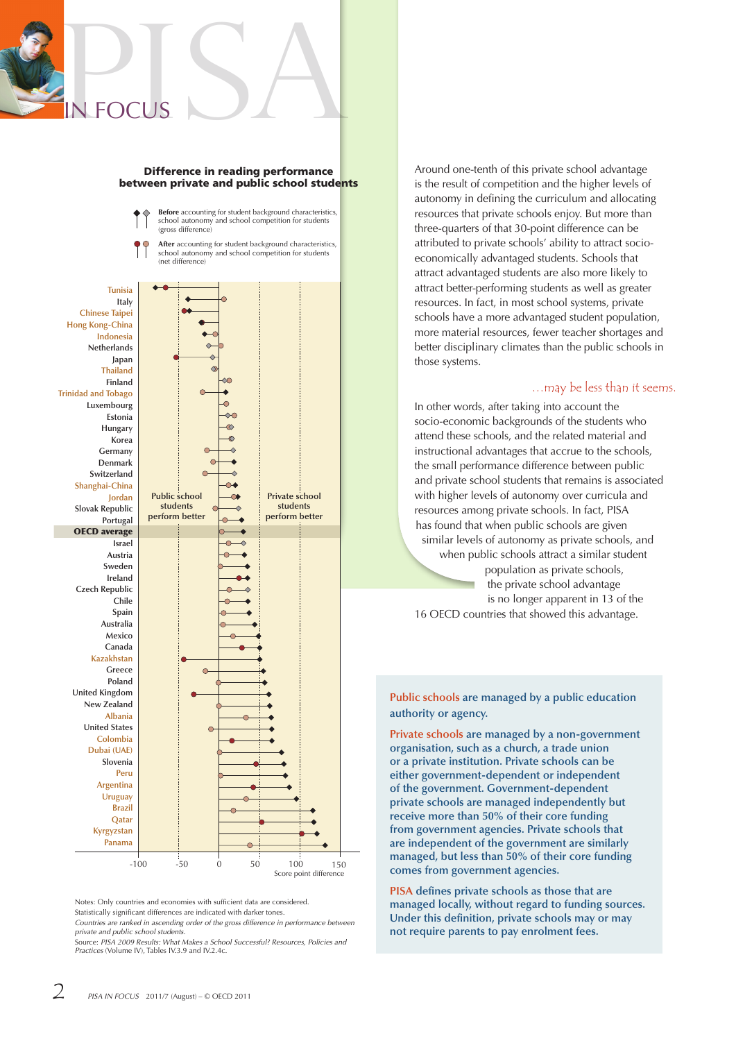**Difference in reading performance between private and public school students**

**Before** accounting for student background characteristics, school autonomy and school competition for students (gross difference)

**After** accounting for student background characteristics, school autonomy and school competition for students (net difference)

Tunisia
Italy
Chinese Taipei
Hong Kong-China
Indonesia
Netherlands
Japan
Thailand
Finland
Trinidad and Tobago
Luxembourg
Estonia
Hungary
Korea
Germany
Denmark
Switzerland
Shanghai-China
Jordan
Slovak Republic
Portugal
**OECD average**
Israel
Austria
Sweden
Ireland
Czech Republic
Chile
Spain
Australia
Mexico
Canada
Kazakhstan
Greece
Poland
United Kingdom
New Zealand
Albania
United States
Colombia
Dubai (UAE)
Slovenia
Peru
Argentina
Uruguay
Brazil
Qatar
Kyrgyzstan
Panama

Public school students perform better

Private school students perform better

-100 -50 0 50 100 150
Score point difference

Notes: Only countries and economies with sufficient data are considered.
Statistically significant differences are indicated with darker tones.
*Countries are ranked in ascending order of the gross difference in performance between private and public school students.*
Source: *PISA 2009 Results: What Makes a School Successful? Resources, Policies and Practices* (Volume IV), Tables IV.3.9 and IV.2.4c.

Around one-tenth of this private school advantage is the result of competition and the higher levels of autonomy in defining the curriculum and allocating resources that private schools enjoy. But more than three-quarters of that 30-point difference can be attributed to private schools' ability to attract socio-economically advantaged students. Schools that attract advantaged students are also more likely to attract better-performing students as well as greater resources. In fact, in most school systems, private schools have a more advantaged student population, more material resources, fewer teacher shortages and better disciplinary climates than the public schools in those systems.

## …may be less than it seems.

In other words, after taking into account the socio-economic backgrounds of the students who attend these schools, and the related material and instructional advantages that accrue to the schools, the small performance difference between public and private school students that remains is associated with higher levels of autonomy over curricula and resources among private schools. In fact, PISA has found that when public schools are given similar levels of autonomy as private schools, and when public schools attract a similar student population as private schools, the private school advantage is no longer apparent in 13 of the 16 OECD countries that showed this advantage.

**Public schools** are managed by a public education authority or agency.

**Private schools** are managed by a non-government organisation, such as a church, a trade union or a private institution. Private schools can be either government-dependent or independent of the government. Government-dependent private schools are managed independently but receive more than 50% of their core funding from government agencies. Private schools that are independent of the government are similarly managed, but less than 50% of their core funding comes from government agencies.

**PISA** defines private schools as those that are managed locally, without regard to funding sources. Under this definition, private schools may or may not require parents to pay enrolment fees.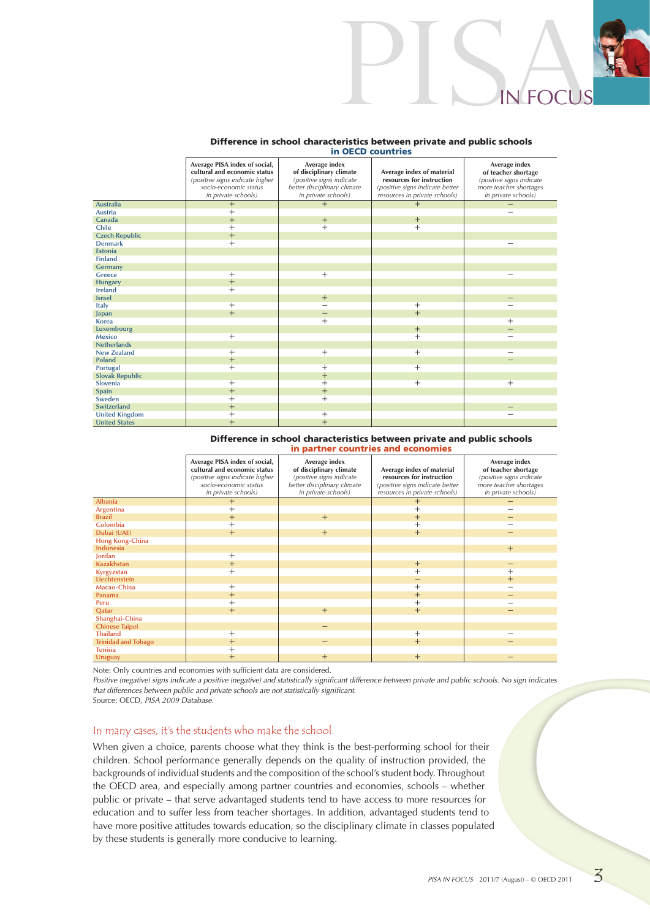**Difference in school characteristics between private and public schools in OECD countries**

| | Average PISA index of social, cultural and economic status *(positive signs indicate higher socio-economic status in private schools)* | Average index of disciplinary climate *(positive signs indicate better disciplinary climate in private schools)* | Average index of material resources for instruction *(positive signs indicate better resources in private schools)* | Average index of teacher shortage *(positive signs indicate more teacher shortages in private schools)* |
|---|---|---|---|---|
| Australia | + | + | + | – |
| Austria | + | | | – |
| Canada | + | + | + | |
| Chile | + | + | + | |
| Czech Republic | + | | | |
| Denmark | + | | | – |
| Estonia | | | | |
| Finland | | | | |
| Germany | | | | |
| Greece | + | + | | – |
| Hungary | + | | | |
| Ireland | + | | | |
| Israel | | + | | – |
| Italy | + | – | + | – |
| Japan | + | – | + | |
| Korea | | + | | + |
| Luxembourg | | | + | – |
| Mexico | + | | + | – |
| Netherlands | | | | |
| New Zealand | + | + | + | – |
| Poland | + | | | – |
| Portugal | + | + | + | |
| Slovak Republic | | + | | |
| Slovenia | + | + | + | + |
| Spain | + | + | | |
| Sweden | + | + | | |
| Switzerland | + | | | – |
| United Kingdom | + | + | | – |
| United States | + | + | | |

**Difference in school characteristics between private and public schools in partner countries and economies**

| | Average PISA index of social, cultural and economic status *(positive signs indicate higher socio-economic status in private schools)* | Average index of disciplinary climate *(positive signs indicate better disciplinary climate in private schools)* | Average index of material resources for instruction *(positive signs indicate better resources in private schools)* | Average index of teacher shortage *(positive signs indicate more teacher shortages in private schools)* |
|---|---|---|---|---|
| Albania | + | | + | – |
| Argentina | + | | + | – |
| Brazil | + | + | + | – |
| Colombia | + | | + | – |
| Dubai (UAE) | + | + | + | – |
| Hong Kong-China | | | | |
| Indonesia | | | | + |
| Jordan | + | | | |
| Kazakhstan | + | | + | – |
| Kyrgyzstan | + | | + | + |
| Liechtenstein | | | – | + |
| Macao-China | + | | + | – |
| Panama | + | | + | – |
| Peru | + | | + | – |
| Qatar | + | + | + | – |
| Shanghai-China | | | | |
| Chinese Taipei | | – | | |
| Thailand | + | | + | – |
| Trinidad and Tobago | + | – | + | – |
| Tunisia | + | | | |
| Uruguay | + | + | + | – |

Note: Only countries and economies with sufficient data are considered.

*Positive (negative) signs indicate a positive (negative) and statistically significant difference between private and public schools. No sign indicates that differences between public and private schools are not statistically significant.*

Source: OECD, *PISA 2009 Database*.

## In many cases, it's the students who make the school.

When given a choice, parents choose what they think is the best-performing school for their children. School performance generally depends on the quality of instruction provided, the backgrounds of individual students and the composition of the school's student body. Throughout the OECD area, and especially among partner countries and economies, schools – whether public or private – that serve advantaged students tend to have access to more resources for education and to suffer less from teacher shortages. In addition, advantaged students tend to have more positive attitudes towards education, so the disciplinary climate in classes populated by these students is generally more conducive to learning.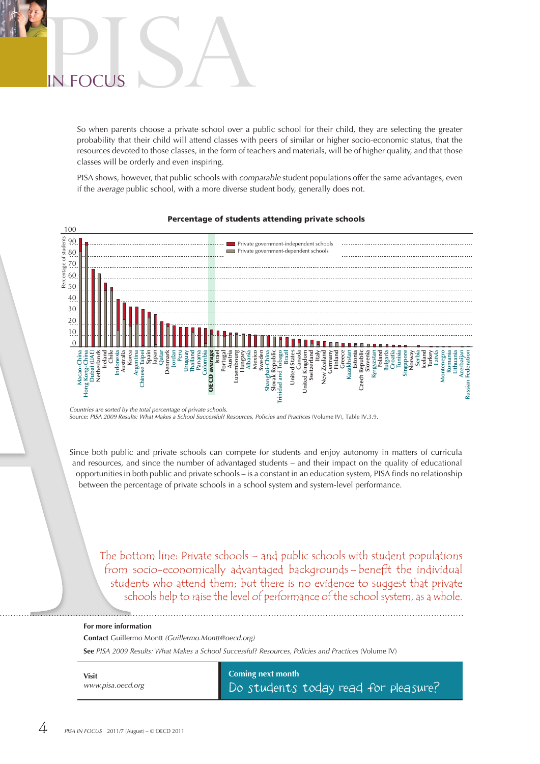So when parents choose a private school over a public school for their child, they are selecting the greater probability that their child will attend classes with peers of similar or higher socio-economic status, that the resources devoted to those classes, in the form of teachers and materials, will be of higher quality, and that those classes will be orderly and even inspiring.

PISA shows, however, that public schools with *comparable* student populations offer the same advantages, even if the *average* public school, with a more diverse student body, generally does not.

**Percentage of students attending private schools**

Percentage of students

100
90
80
70
60
50
40
30
20
10
0

Private government-independent schools
Private government-dependent schools

Macao-China
Hong Kong-China
Dubai (UAE)
Netherlands
Ireland
Chile
Indonesia
Australia
Korea
Argentina
Chinese Taipei
Spain
Japan
Qatar
Denmark
Jordan
Peru
Uruguay
Thailand
Panama
Colombia
**OECD average**
Israel
Portugal
Austria
Luxembourg
Hungary
Albania
Mexico
Sweden
Shanghai-China
Slovak Republic
Trinidad and Tobago
Brazil
United States
Canada
United Kingdom
Switzerland
Italy
New Zealand
Germany
Finland
Greece
Kazakhstan
Estonia
Czech Republic
Slovenia
Kyrgyzstan
Poland
Bulgaria
Croatia
Tunisia
Singapore
Norway
Serbia
Iceland
Turkey
Latvia
Montenegro
Romania
Lithuania
Azerbaijan
Russian Federation

*Countries are sorted by the total percentage of private schools.*
Source: *PISA 2009 Results: What Makes a School Successful? Resources, Policies and Practices* (Volume IV), Table IV.3.9.

Since both public and private schools can compete for students and enjoy autonomy in matters of curricula and resources, and since the number of advantaged students – and their impact on the quality of educational opportunities in both public and private schools – is a constant in an education system, PISA finds no relationship between the percentage of private schools in a school system and system-level performance.

The bottom line: Private schools – and public schools with student populations from socio-economically advantaged backgrounds – benefit the individual students who attend them; but there is no evidence to suggest that private schools help to raise the level of performance of the school system, as a whole.

**For more information**

**Contact** Guillermo Montt *(Guillermo.Montt@oecd.org)*

**See** *PISA 2009 Results: What Makes a School Successful? Resources, Policies and Practices* (Volume IV)

**Visit**
*www.pisa.oecd.org*

**Coming next month**
Do students today read for pleasure?